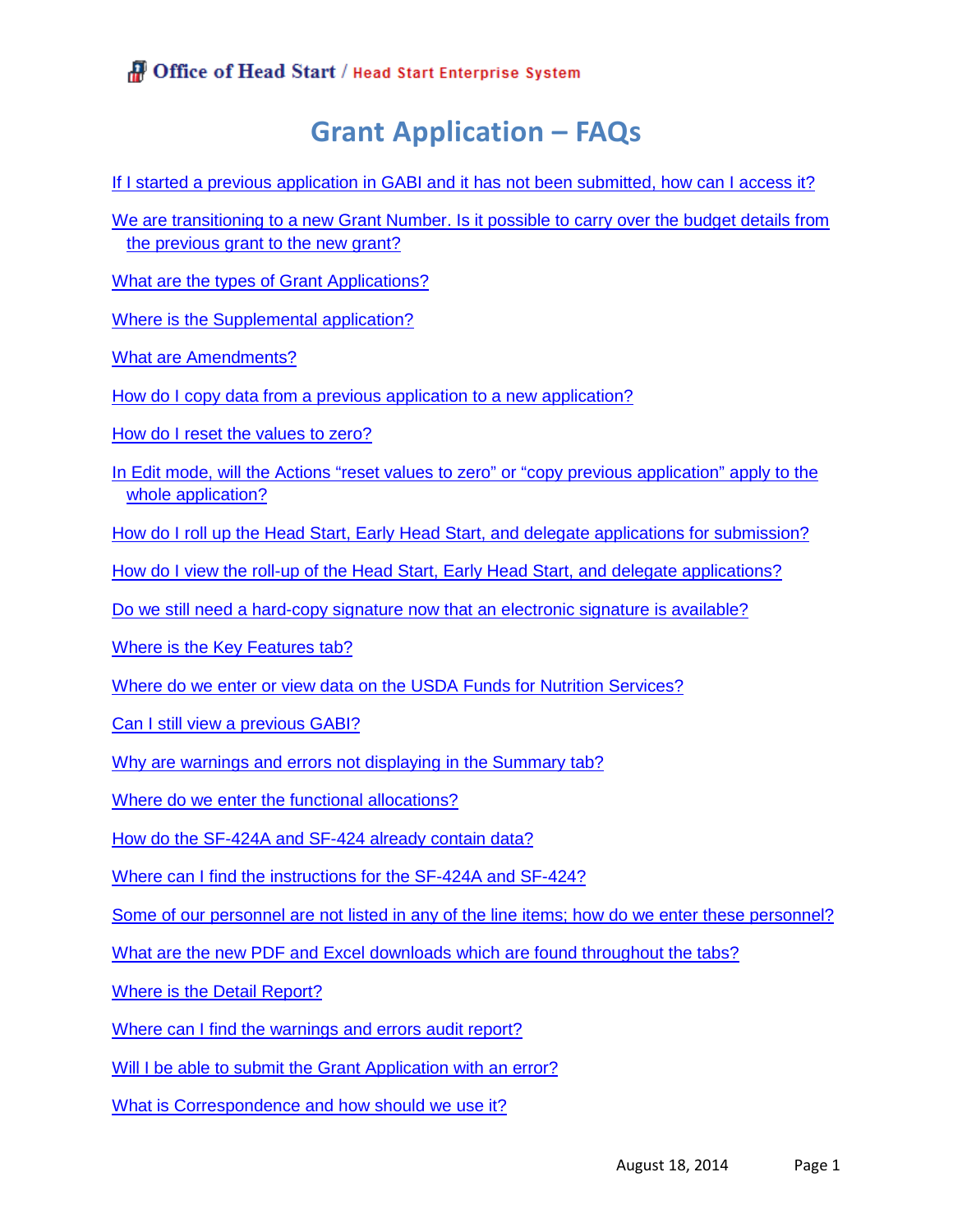# Grant Application – FAQs

If I started a previous application in GABI and it has not been submitted, how can I access it?

We are transitioning to a new Grant Number. Is it possible to carry over the budget details from the previous grant to the new grant?

What are the types of Grant Applications?

Where is the Supplemental application?

What are Amendments?

How do I copy data from a previous application to a new application?

How do I reset the values to zero?

In Edit mode, will the Actions "reset values to zero" or "copy previous application" apply to the whole application?

How do I roll up the Head Start, Early Head Start, and delegate applications for submission?

How do I view the roll-up of the Head Start, Early Head Start, and delegate applications?

Do we still need a hard-copy signature now that an electronic signature is available?

Where is the Key Features tab?

Where do we enter or view data on the USDA Funds for Nutrition Services?

Can I still view a previous GABI?

Why are warnings and errors not displaying in the Summary tab?

Where do we enter the functional allocations?

How do the SF-424A and SF-424 already contain data?

Where can I find the instructions for the SF-424A and SF-424?

Some of our personnel are not listed in any of the line items; how do we enter these personnel?

What are the new PDF and Excel downloads which are found throughout the tabs?

Where is the Detail Report?

Where can I find the warnings and errors audit report?

Will I be able to submit the Grant Application with an error?

What is Correspondence and how should we use it?

August 18, 2014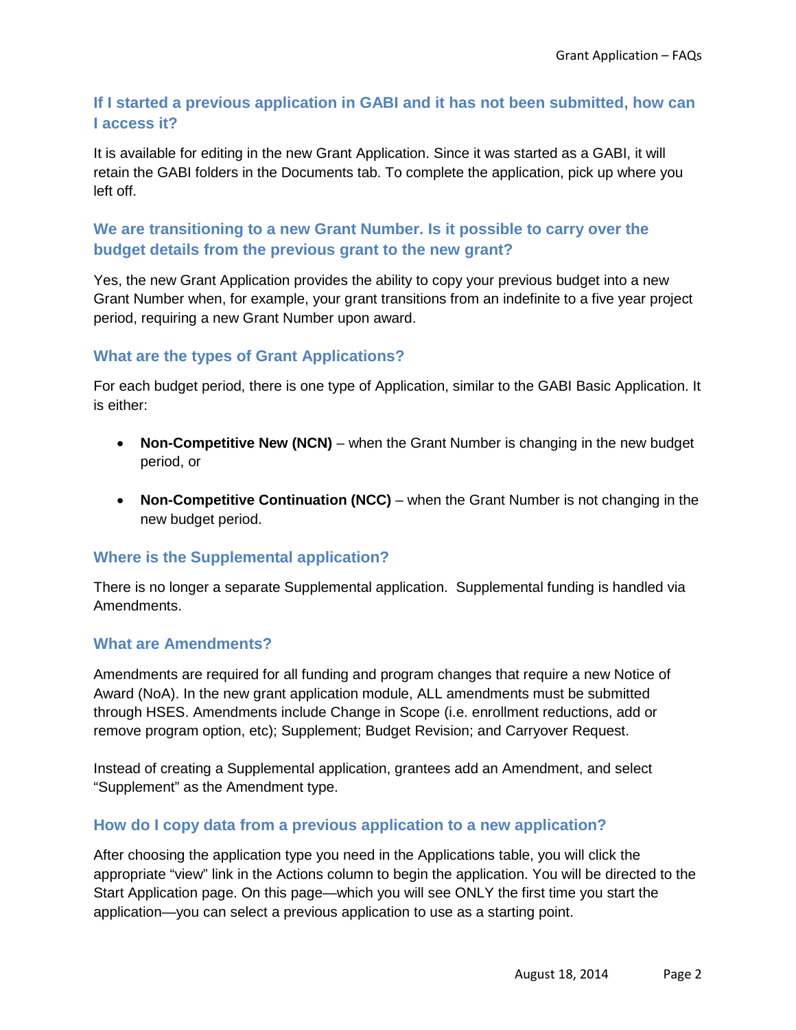### If I started a previous application in GABI and it has not been submitted, how can I access it?

It is available for editing in the new Grant Application. Since it was started as a GABI, it will retain the GABI folders in the Documents tab. To complete the application, pick up where you left off.

### We are transitioning to a new Grant Number. Is it possible to carry over the budget details from the previous grant to the new grant?

Yes, the new Grant Application provides the ability to copy your previous budget into a new Grant Number when, for example, your grant transitions from an indefinite to a five year project period, requiring a new Grant Number upon award.

### What are the types of Grant Applications?

For each budget period, there is one type of Application, similar to the GABI Basic Application. It is either:

- **Non-Competitive New (NCN)** – when the Grant Number is changing in the new budget period, or
- **Non-Competitive Continuation (NCC)** – when the Grant Number is not changing in the new budget period.

### Where is the Supplemental application?

There is no longer a separate Supplemental application. Supplemental funding is handled via Amendments.

### What are Amendments?

Amendments are required for all funding and program changes that require a new Notice of Award (NoA). In the new grant application module, ALL amendments must be submitted through HSES. Amendments include Change in Scope (i.e. enrollment reductions, add or remove program option, etc); Supplement; Budget Revision; and Carryover Request.

Instead of creating a Supplemental application, grantees add an Amendment, and select "Supplement" as the Amendment type.

### How do I copy data from a previous application to a new application?

After choosing the application type you need in the Applications table, you will click the appropriate "view" link in the Actions column to begin the application. You will be directed to the Start Application page. On this page—which you will see ONLY the first time you start the application—you can select a previous application to use as a starting point.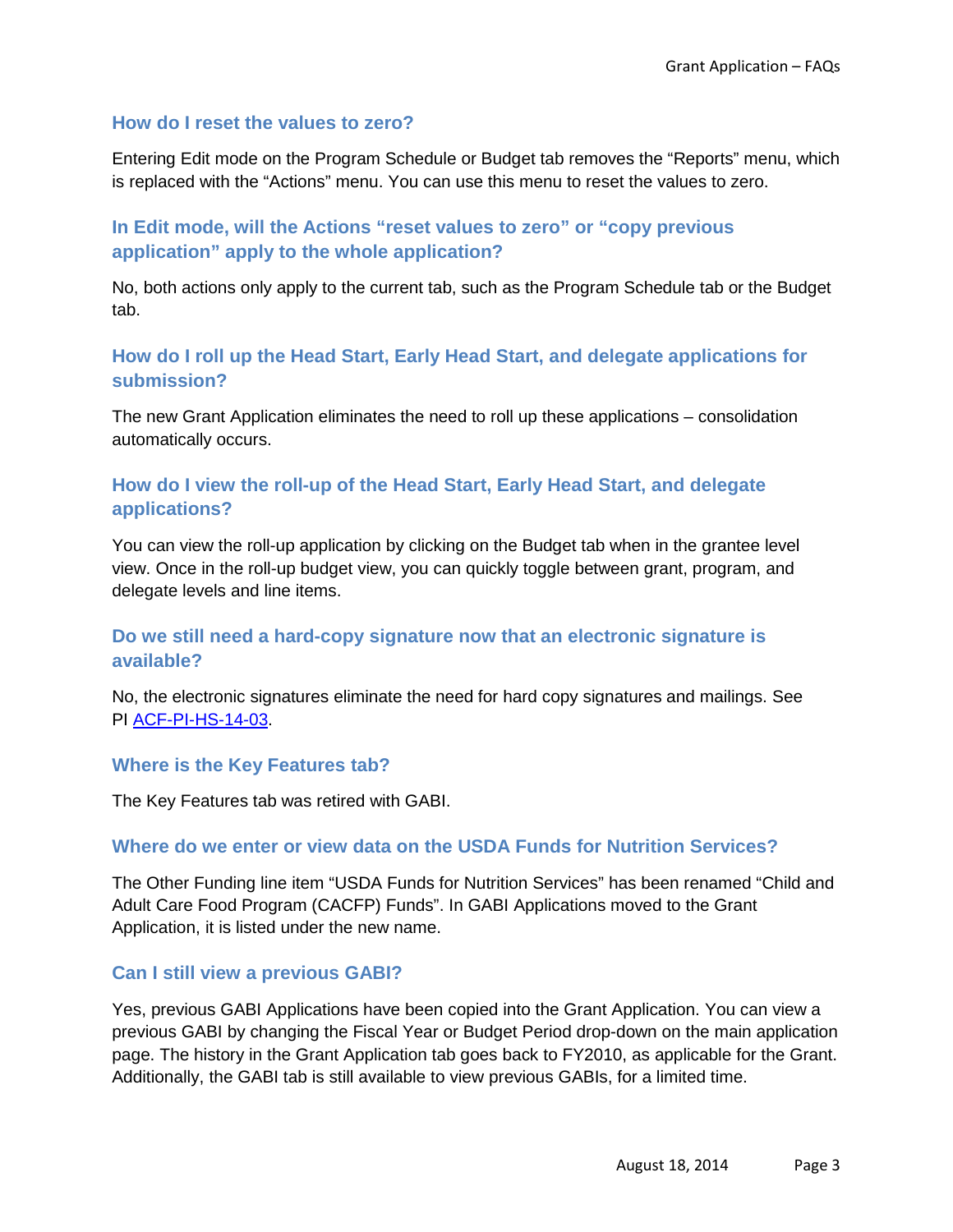### How do I reset the values to zero?

Entering Edit mode on the Program Schedule or Budget tab removes the “Reports” menu, which is replaced with the “Actions” menu. You can use this menu to reset the values to zero.

### In Edit mode, will the Actions “reset values to zero” or “copy previous application” apply to the whole application?

No, both actions only apply to the current tab, such as the Program Schedule tab or the Budget tab.

### How do I roll up the Head Start, Early Head Start, and delegate applications for submission?

The new Grant Application eliminates the need to roll up these applications – consolidation automatically occurs.

### How do I view the roll-up of the Head Start, Early Head Start, and delegate applications?

You can view the roll-up application by clicking on the Budget tab when in the grantee level view. Once in the roll-up budget view, you can quickly toggle between grant, program, and delegate levels and line items.

### Do we still need a hard-copy signature now that an electronic signature is available?

No, the electronic signatures eliminate the need for hard copy signatures and mailings. See PI ACF-PI-HS-14-03.

### Where is the Key Features tab?

The Key Features tab was retired with GABI.

### Where do we enter or view data on the USDA Funds for Nutrition Services?

The Other Funding line item “USDA Funds for Nutrition Services” has been renamed “Child and Adult Care Food Program (CACFP) Funds”. In GABI Applications moved to the Grant Application, it is listed under the new name.

### Can I still view a previous GABI?

Yes, previous GABI Applications have been copied into the Grant Application. You can view a previous GABI by changing the Fiscal Year or Budget Period drop-down on the main application page. The history in the Grant Application tab goes back to FY2010, as applicable for the Grant. Additionally, the GABI tab is still available to view previous GABIs, for a limited time.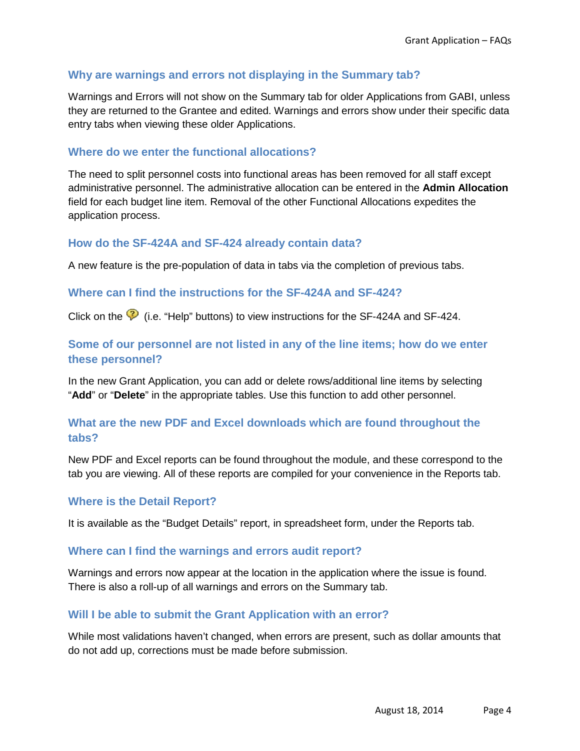### Why are warnings and errors not displaying in the Summary tab?

Warnings and Errors will not show on the Summary tab for older Applications from GABI, unless they are returned to the Grantee and edited. Warnings and errors show under their specific data entry tabs when viewing these older Applications.

### Where do we enter the functional allocations?

The need to split personnel costs into functional areas has been removed for all staff except administrative personnel. The administrative allocation can be entered in the **Admin Allocation** field for each budget line item. Removal of the other Functional Allocations expedites the application process.

### How do the SF-424A and SF-424 already contain data?

A new feature is the pre-population of data in tabs via the completion of previous tabs.

### Where can I find the instructions for the SF-424A and SF-424?

Click on the (i.e. "Help" buttons) to view instructions for the SF-424A and SF-424.

### Some of our personnel are not listed in any of the line items; how do we enter these personnel?

In the new Grant Application, you can add or delete rows/additional line items by selecting "**Add**" or "**Delete**" in the appropriate tables. Use this function to add other personnel.

### What are the new PDF and Excel downloads which are found throughout the tabs?

New PDF and Excel reports can be found throughout the module, and these correspond to the tab you are viewing. All of these reports are compiled for your convenience in the Reports tab.

### Where is the Detail Report?

It is available as the "Budget Details" report, in spreadsheet form, under the Reports tab.

### Where can I find the warnings and errors audit report?

Warnings and errors now appear at the location in the application where the issue is found. There is also a roll-up of all warnings and errors on the Summary tab.

### Will I be able to submit the Grant Application with an error?

While most validations haven't changed, when errors are present, such as dollar amounts that do not add up, corrections must be made before submission.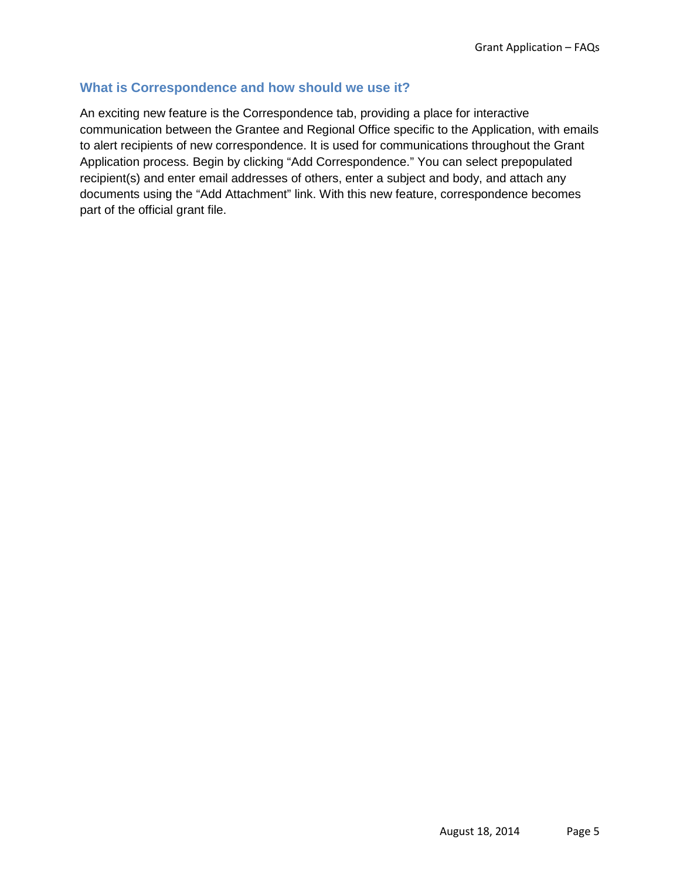## What is Correspondence and how should we use it?

An exciting new feature is the Correspondence tab, providing a place for interactive communication between the Grantee and Regional Office specific to the Application, with emails to alert recipients of new correspondence. It is used for communications throughout the Grant Application process. Begin by clicking “Add Correspondence.” You can select prepopulated recipient(s) and enter email addresses of others, enter a subject and body, and attach any documents using the “Add Attachment” link. With this new feature, correspondence becomes part of the official grant file.